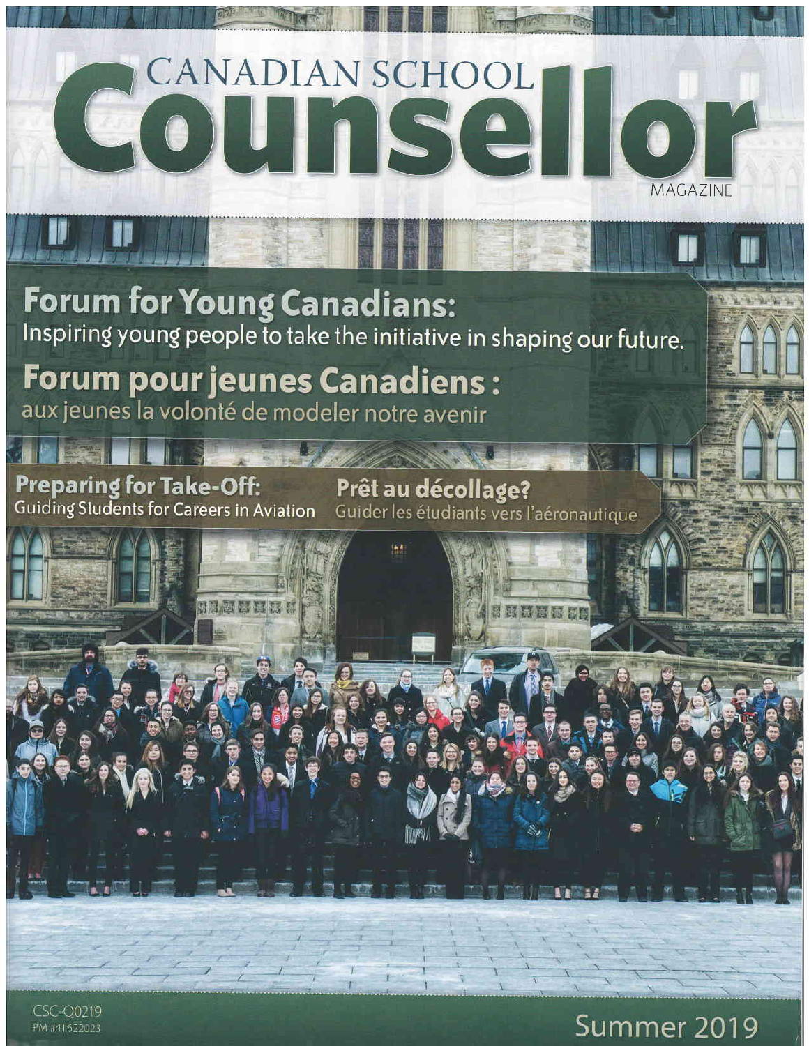# CANADIAN SCHOOL Counsellor MAGAZINE

## Forum for Young Canadians:
Inspiring young people to take the initiative in shaping our future.

## Forum pour jeunes Canadiens :
aux jeunes la volonté de modeler notre avenir

**Preparing for Take-Off:**
Guiding Students for Careers in Aviation

**Prêt au décollage?**
Guider les étudiants vers l'aéronautique

CSC-Q0219
PM #41622023

Summer 2019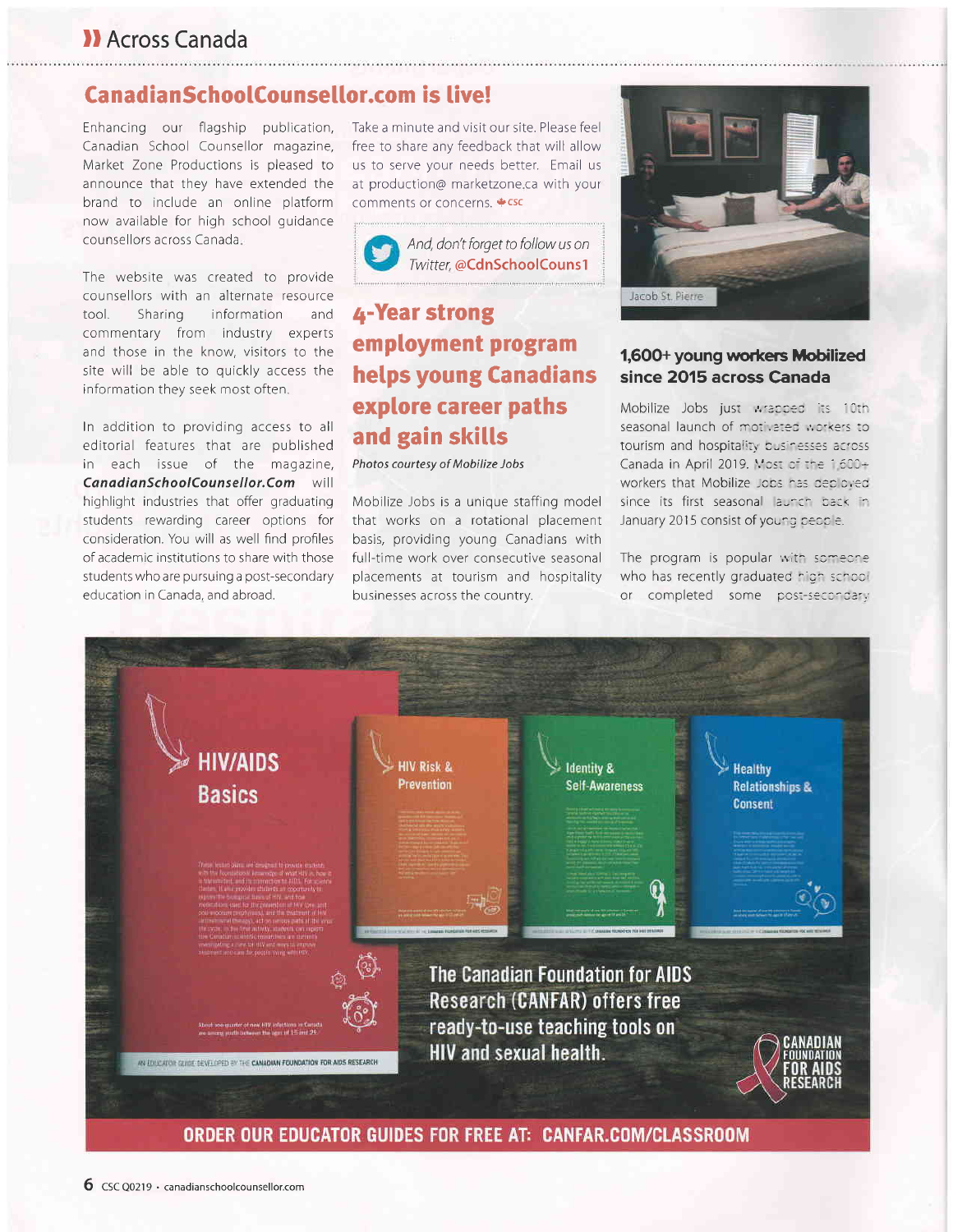## CanadianSchoolCounsellor.com is live!

Enhancing our flagship publication, Canadian School Counsellor magazine, Market Zone Productions is pleased to announce that they have extended the brand to include an online platform now available for high school guidance counsellors across Canada.

The website was created to provide counsellors with an alternate resource tool. Sharing information and commentary from industry experts and those in the know, visitors to the site will be able to quickly access the information they seek most often.

In addition to providing access to all editorial features that are published in each issue of the magazine, ***CanadianSchoolCounsellor.Com*** will highlight industries that offer graduating students rewarding career options for consideration. You will as well find profiles of academic institutions to share with those students who are pursuing a post-secondary education in Canada, and abroad.

Take a minute and visit our site. Please feel free to share any feedback that will allow us to serve your needs better. Email us at production@ marketzone.ca with your comments or concerns. CSC

*And, don't forget to follow us on Twitter,* **@CdnSchoolCouns1**

## 4-Year strong employment program helps young Canadians explore career paths and gain skills

*Photos courtesy of Mobilize Jobs*

Mobilize Jobs is a unique staffing model that works on a rotational placement basis, providing young Canadians with full-time work over consecutive seasonal placements at tourism and hospitality businesses across the country.

Jacob St. Pierre

### 1,600+ young workers Mobilized since 2015 across Canada

Mobilize Jobs just wrapped its 10th seasonal launch of motivated workers to tourism and hospitality businesses across Canada in April 2019. Most of the 1,600+ workers that Mobilize Jobs has deployed since its first seasonal launch back in January 2015 consist of young people.

The program is popular with someone who has recently graduated high school or completed some post-secondary

HIV/AIDS Basics

HIV Risk & Prevention

Identity & Self-Awareness

Healthy Relationships & Consent

The Canadian Foundation for AIDS Research (CANFAR) offers free ready-to-use teaching tools on HIV and sexual health.

CANADIAN FOUNDATION FOR AIDS RESEARCH

ORDER OUR EDUCATOR GUIDES FOR FREE AT: CANFAR.COM/CLASSROOM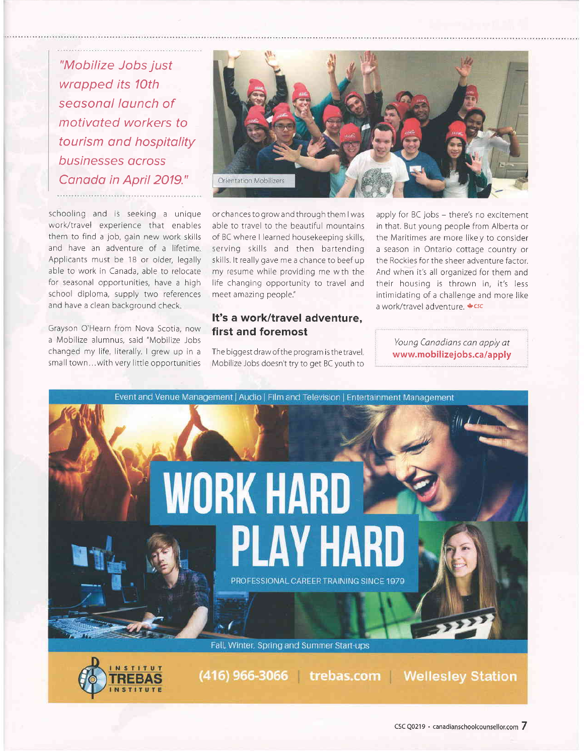*"Mobilize Jobs just wrapped its 10th seasonal launch of motivated workers to tourism and hospitality businesses across Canada in April 2019."*

Orientation Mobilizers

schooling and is seeking a unique work/travel experience that enables them to find a job, gain new work skills and have an adventure of a lifetime. Applicants must be 18 or older, legally able to work in Canada, able to relocate for seasonal opportunities, have a high school diploma, supply two references and have a clean background check.

Grayson O'Hearn from Nova Scotia, now a Mobilize alumnus, said "Mobilize Jobs changed my life, literally. I grew up in a small town…with very little opportunities or chances to grow and through them I was able to travel to the beautiful mountains of BC where I learned housekeeping skills, serving skills and then bartending skills. It really gave me a chance to beef up my resume while providing me w th the life changing opportunity to travel and meet amazing people."

## It's a work/travel adventure, first and foremost

The biggest draw of the program is the travel. Mobilize Jobs doesn't try to get BC youth to apply for BC jobs – there's no excitement in that. But young people from Alberta or the Maritimes are more like y to consider a season in Ontario cottage country or the Rockies for the sheer adventure factor. And when it's all organized for them and their housing is thrown in, it's less intimidating of a challenge and more like a work/travel adventure. CSC

*Young Canadians can apply at* **www.mobilizejobs.ca/apply**

Event and Venue Management | Audio | Film and Television | Entertainment Management

WORK HARD PLAY HARD

PROFESSIONAL CAREER TRAINING SINCE 1979

Fall, Winter, Spring and Summer Start-ups

INSTITUT TREBAS INSTITUTE

(416) 966-3066 | trebas.com | Wellesley Station